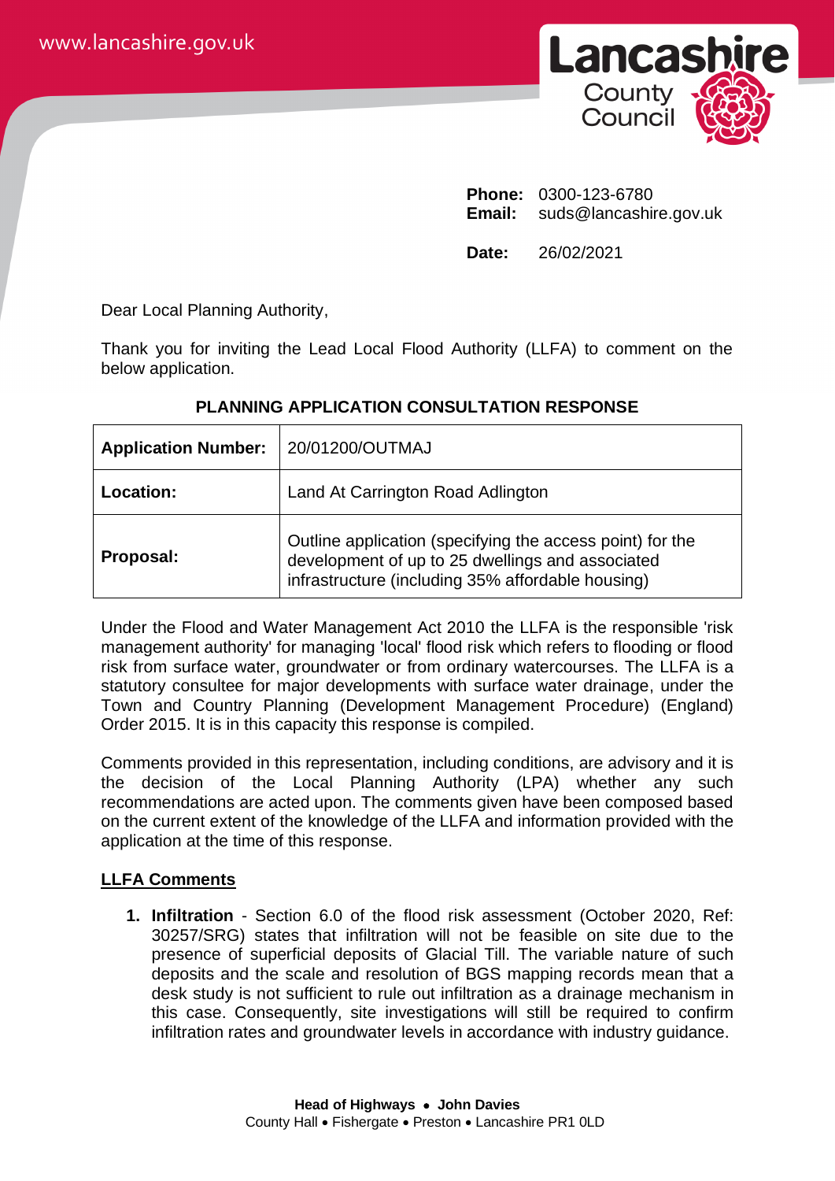www.lancashire.gov.uk

**Lancashire County Council**

**Phone:** 0300-123-6780
**Email:** suds@lancashire.gov.uk

**Date:** 26/02/2021

Dear Local Planning Authority,

Thank you for inviting the Lead Local Flood Authority (LLFA) to comment on the below application.

**PLANNING APPLICATION CONSULTATION RESPONSE**

| | |
|---|---|
| **Application Number:** | 20/01200/OUTMAJ |
| **Location:** | Land At Carrington Road Adlington |
| **Proposal:** | Outline application (specifying the access point) for the development of up to 25 dwellings and associated infrastructure (including 35% affordable housing) |

Under the Flood and Water Management Act 2010 the LLFA is the responsible 'risk management authority' for managing 'local' flood risk which refers to flooding or flood risk from surface water, groundwater or from ordinary watercourses. The LLFA is a statutory consultee for major developments with surface water drainage, under the Town and Country Planning (Development Management Procedure) (England) Order 2015. It is in this capacity this response is compiled.

Comments provided in this representation, including conditions, are advisory and it is the decision of the Local Planning Authority (LPA) whether any such recommendations are acted upon. The comments given have been composed based on the current extent of the knowledge of the LLFA and information provided with the application at the time of this response.

## LLFA Comments

1. **Infiltration** - Section 6.0 of the flood risk assessment (October 2020, Ref: 30257/SRG) states that infiltration will not be feasible on site due to the presence of superficial deposits of Glacial Till. The variable nature of such deposits and the scale and resolution of BGS mapping records mean that a desk study is not sufficient to rule out infiltration as a drainage mechanism in this case. Consequently, site investigations will still be required to confirm infiltration rates and groundwater levels in accordance with industry guidance.

**Head of Highways • John Davies**
County Hall • Fishergate • Preston • Lancashire PR1 0LD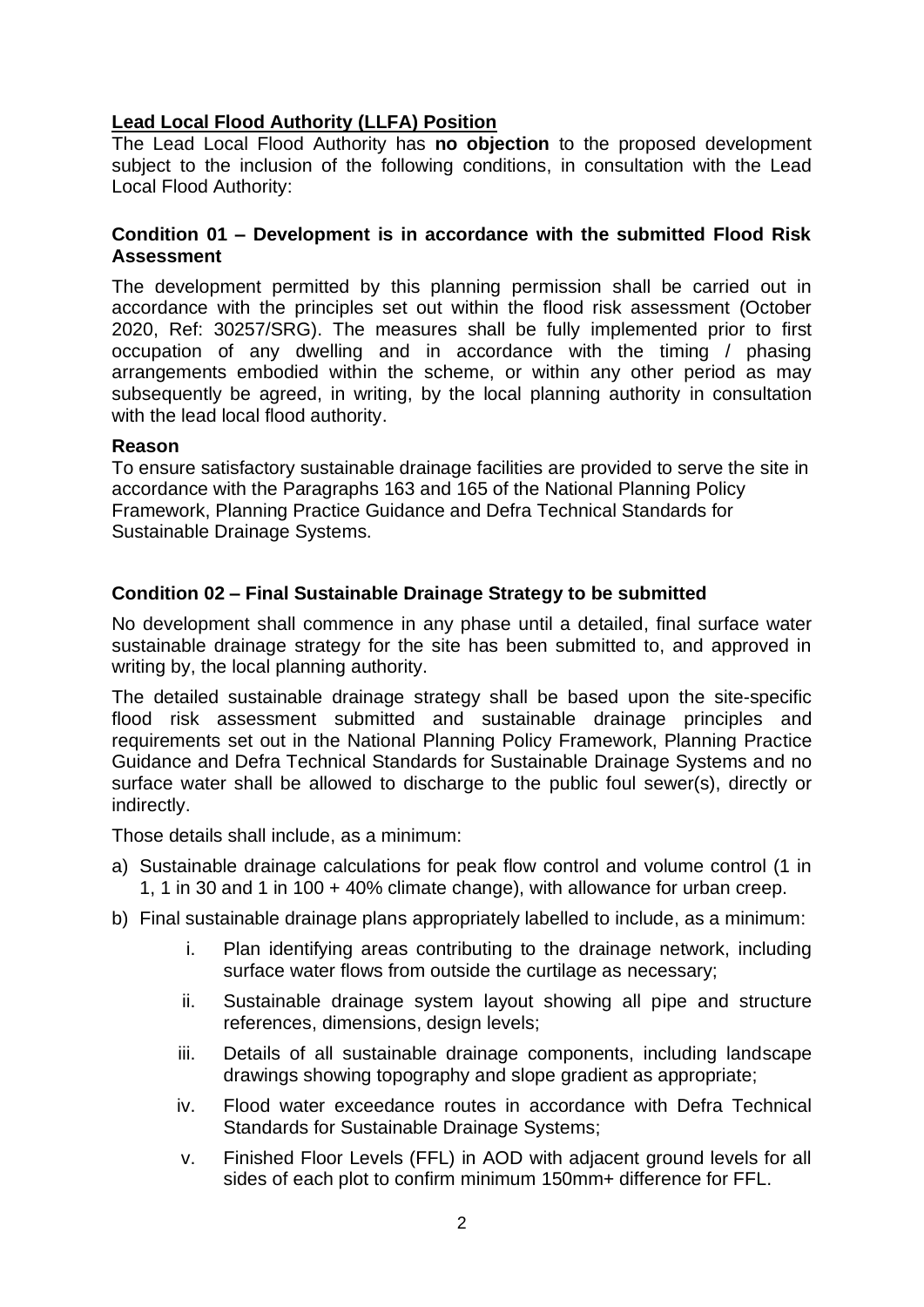**Lead Local Flood Authority (LLFA) Position**

The Lead Local Flood Authority has **no objection** to the proposed development subject to the inclusion of the following conditions, in consultation with the Lead Local Flood Authority:

### Condition 01 – Development is in accordance with the submitted Flood Risk Assessment

The development permitted by this planning permission shall be carried out in accordance with the principles set out within the flood risk assessment (October 2020, Ref: 30257/SRG). The measures shall be fully implemented prior to first occupation of any dwelling and in accordance with the timing / phasing arrangements embodied within the scheme, or within any other period as may subsequently be agreed, in writing, by the local planning authority in consultation with the lead local flood authority.

**Reason**

To ensure satisfactory sustainable drainage facilities are provided to serve the site in accordance with the Paragraphs 163 and 165 of the National Planning Policy Framework, Planning Practice Guidance and Defra Technical Standards for Sustainable Drainage Systems.

### Condition 02 – Final Sustainable Drainage Strategy to be submitted

No development shall commence in any phase until a detailed, final surface water sustainable drainage strategy for the site has been submitted to, and approved in writing by, the local planning authority.

The detailed sustainable drainage strategy shall be based upon the site-specific flood risk assessment submitted and sustainable drainage principles and requirements set out in the National Planning Policy Framework, Planning Practice Guidance and Defra Technical Standards for Sustainable Drainage Systems and no surface water shall be allowed to discharge to the public foul sewer(s), directly or indirectly.

Those details shall include, as a minimum:

a) Sustainable drainage calculations for peak flow control and volume control (1 in 1, 1 in 30 and 1 in 100 + 40% climate change), with allowance for urban creep.

b) Final sustainable drainage plans appropriately labelled to include, as a minimum:

   i. Plan identifying areas contributing to the drainage network, including surface water flows from outside the curtilage as necessary;

   ii. Sustainable drainage system layout showing all pipe and structure references, dimensions, design levels;

   iii. Details of all sustainable drainage components, including landscape drawings showing topography and slope gradient as appropriate;

   iv. Flood water exceedance routes in accordance with Defra Technical Standards for Sustainable Drainage Systems;

   v. Finished Floor Levels (FFL) in AOD with adjacent ground levels for all sides of each plot to confirm minimum 150mm+ difference for FFL.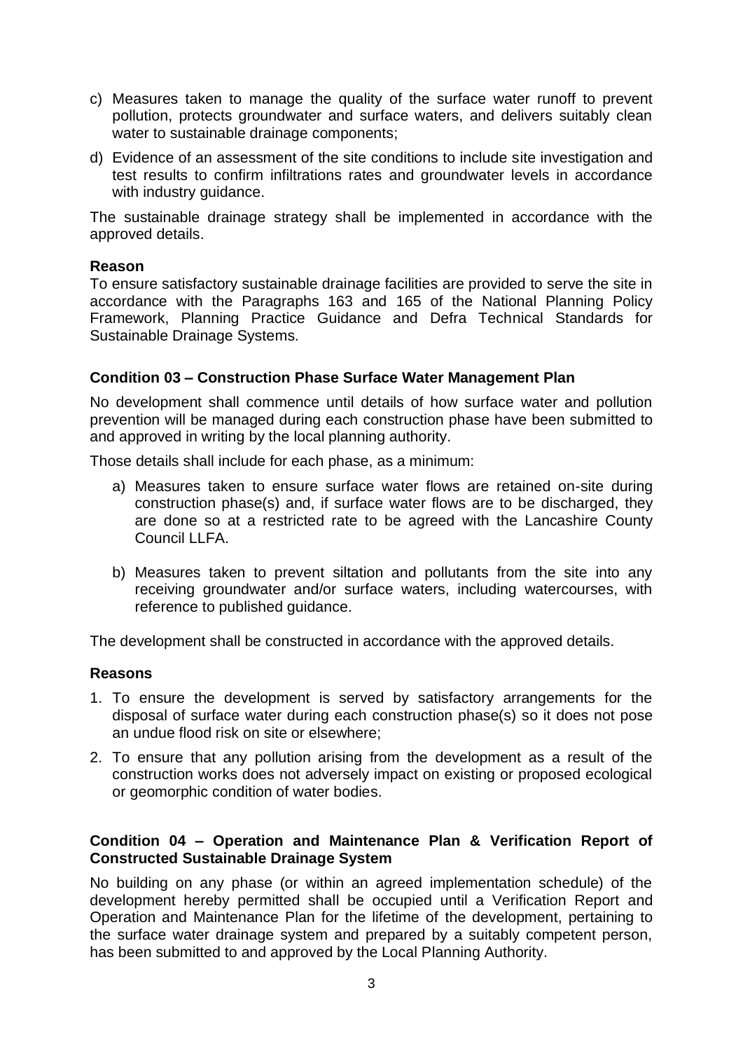c) Measures taken to manage the quality of the surface water runoff to prevent pollution, protects groundwater and surface waters, and delivers suitably clean water to sustainable drainage components;

d) Evidence of an assessment of the site conditions to include site investigation and test results to confirm infiltrations rates and groundwater levels in accordance with industry guidance.

The sustainable drainage strategy shall be implemented in accordance with the approved details.

**Reason**

To ensure satisfactory sustainable drainage facilities are provided to serve the site in accordance with the Paragraphs 163 and 165 of the National Planning Policy Framework, Planning Practice Guidance and Defra Technical Standards for Sustainable Drainage Systems.

**Condition 03 – Construction Phase Surface Water Management Plan**

No development shall commence until details of how surface water and pollution prevention will be managed during each construction phase have been submitted to and approved in writing by the local planning authority.

Those details shall include for each phase, as a minimum:

a) Measures taken to ensure surface water flows are retained on-site during construction phase(s) and, if surface water flows are to be discharged, they are done so at a restricted rate to be agreed with the Lancashire County Council LLFA.

b) Measures taken to prevent siltation and pollutants from the site into any receiving groundwater and/or surface waters, including watercourses, with reference to published guidance.

The development shall be constructed in accordance with the approved details.

**Reasons**

1. To ensure the development is served by satisfactory arrangements for the disposal of surface water during each construction phase(s) so it does not pose an undue flood risk on site or elsewhere;
2. To ensure that any pollution arising from the development as a result of the construction works does not adversely impact on existing or proposed ecological or geomorphic condition of water bodies.

**Condition 04 – Operation and Maintenance Plan & Verification Report of Constructed Sustainable Drainage System**

No building on any phase (or within an agreed implementation schedule) of the development hereby permitted shall be occupied until a Verification Report and Operation and Maintenance Plan for the lifetime of the development, pertaining to the surface water drainage system and prepared by a suitably competent person, has been submitted to and approved by the Local Planning Authority.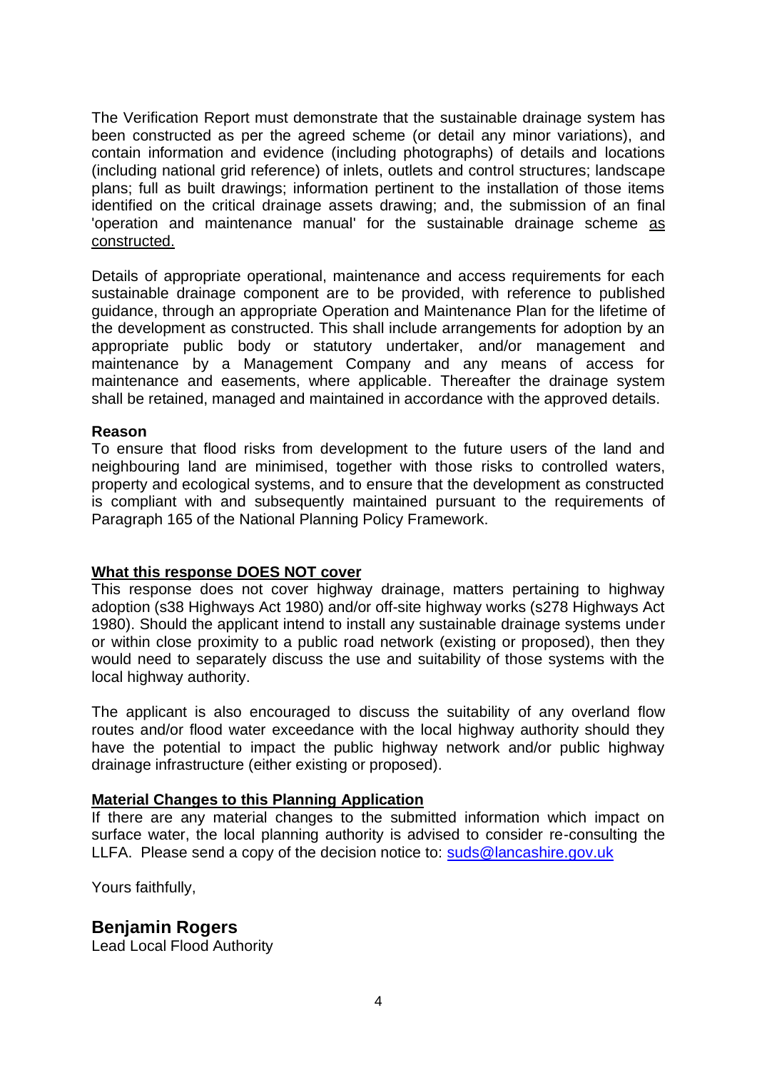The Verification Report must demonstrate that the sustainable drainage system has been constructed as per the agreed scheme (or detail any minor variations), and contain information and evidence (including photographs) of details and locations (including national grid reference) of inlets, outlets and control structures; landscape plans; full as built drawings; information pertinent to the installation of those items identified on the critical drainage assets drawing; and, the submission of an final 'operation and maintenance manual' for the sustainable drainage scheme <u>as constructed.</u>

Details of appropriate operational, maintenance and access requirements for each sustainable drainage component are to be provided, with reference to published guidance, through an appropriate Operation and Maintenance Plan for the lifetime of the development as constructed. This shall include arrangements for adoption by an appropriate public body or statutory undertaker, and/or management and maintenance by a Management Company and any means of access for maintenance and easements, where applicable. Thereafter the drainage system shall be retained, managed and maintained in accordance with the approved details.

**Reason**

To ensure that flood risks from development to the future users of the land and neighbouring land are minimised, together with those risks to controlled waters, property and ecological systems, and to ensure that the development as constructed is compliant with and subsequently maintained pursuant to the requirements of Paragraph 165 of the National Planning Policy Framework.

**<u>What this response DOES NOT cover</u>**

This response does not cover highway drainage, matters pertaining to highway adoption (s38 Highways Act 1980) and/or off-site highway works (s278 Highways Act 1980). Should the applicant intend to install any sustainable drainage systems under or within close proximity to a public road network (existing or proposed), then they would need to separately discuss the use and suitability of those systems with the local highway authority.

The applicant is also encouraged to discuss the suitability of any overland flow routes and/or flood water exceedance with the local highway authority should they have the potential to impact the public highway network and/or public highway drainage infrastructure (either existing or proposed).

**<u>Material Changes to this Planning Application</u>**

If there are any material changes to the submitted information which impact on surface water, the local planning authority is advised to consider re-consulting the LLFA. Please send a copy of the decision notice to: suds@lancashire.gov.uk

Yours faithfully,

**Benjamin Rogers**

Lead Local Flood Authority